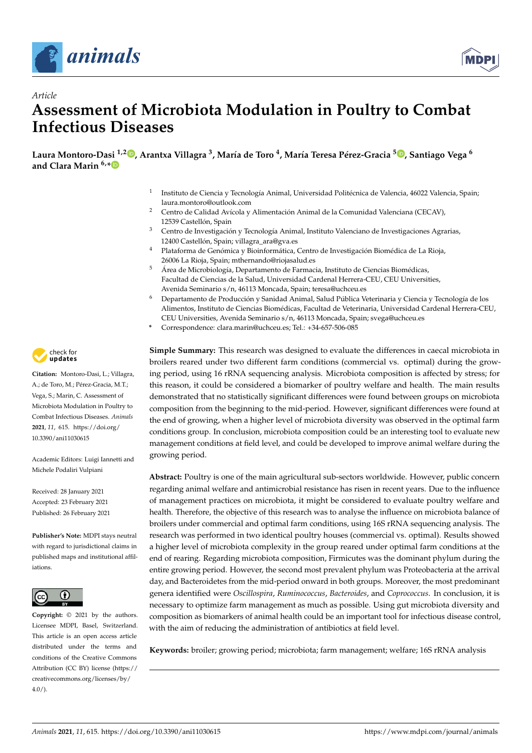*Article*

# Assessment of Microbiota Modulation in Poultry to Combat Infectious Diseases

**Laura Montoro-Dasi [1,2], Arantxa Villagra [3], María de Toro [4], María Teresa Pérez-Gracia [5], Santiago Vega [6] and Clara Marin [6,*]**

1 Instituto de Ciencia y Tecnología Animal, Universidad Politécnica de Valencia, 46022 Valencia, Spain; laura.montoro@outlook.com
2 Centro de Calidad Avícola y Alimentación Animal de la Comunidad Valenciana (CECAV), 12539 Castellón, Spain
3 Centro de Investigación y Tecnología Animal, Instituto Valenciano de Investigaciones Agrarias, 12400 Castellón, Spain; villagra_ara@gva.es
4 Plataforma de Genómica y Bioinformática, Centro de Investigación Biomédica de La Rioja, 26006 La Rioja, Spain; mthernando@riojasalud.es
5 Área de Microbiología, Departamento de Farmacia, Instituto de Ciencias Biomédicas, Facultad de Ciencias de la Salud, Universidad Cardenal Herrera-CEU, CEU Universities, Avenida Seminario s/n, 46113 Moncada, Spain; teresa@uchceu.es
6 Departamento de Producción y Sanidad Animal, Salud Pública Veterinaria y Ciencia y Tecnología de los Alimentos, Instituto de Ciencias Biomédicas, Facultad de Veterinaria, Universidad Cardenal Herrera-CEU, CEU Universities, Avenida Seminario s/n, 46113 Moncada, Spain; svega@uchceu.es
* Correspondence: clara.marin@uchceu.es; Tel.: +34-657-506-085

**Citation:** Montoro-Dasi, L.; Villagra, A.; de Toro, M.; Pérez-Gracia, M.T.; Vega, S.; Marin, C. Assessment of Microbiota Modulation in Poultry to Combat Infectious Diseases. *Animals* **2021**, *11*, 615. https://doi.org/10.3390/ani11030615

Academic Editors: Luigi Iannetti and Michele Podaliri Vulpiani

Received: 28 January 2021
Accepted: 23 February 2021
Published: 26 February 2021

**Publisher's Note:** MDPI stays neutral with regard to jurisdictional claims in published maps and institutional affiliations.

**Copyright:** © 2021 by the authors. Licensee MDPI, Basel, Switzerland. This article is an open access article distributed under the terms and conditions of the Creative Commons Attribution (CC BY) license (https://creativecommons.org/licenses/by/4.0/).

**Simple Summary:** This research was designed to evaluate the differences in caecal microbiota in broilers reared under two different farm conditions (commercial vs. optimal) during the growing period, using 16 rRNA sequencing analysis. Microbiota composition is affected by stress; for this reason, it could be considered a biomarker of poultry welfare and health. The main results demonstrated that no statistically significant differences were found between groups on microbiota composition from the beginning to the mid-period. However, significant differences were found at the end of growing, when a higher level of microbiota diversity was observed in the optimal farm conditions group. In conclusion, microbiota composition could be an interesting tool to evaluate new management conditions at field level, and could be developed to improve animal welfare during the growing period.

**Abstract:** Poultry is one of the main agricultural sub-sectors worldwide. However, public concern regarding animal welfare and antimicrobial resistance has risen in recent years. Due to the influence of management practices on microbiota, it might be considered to evaluate poultry welfare and health. Therefore, the objective of this research was to analyse the influence on microbiota balance of broilers under commercial and optimal farm conditions, using 16S rRNA sequencing analysis. The research was performed in two identical poultry houses (commercial vs. optimal). Results showed a higher level of microbiota complexity in the group reared under optimal farm conditions at the end of rearing. Regarding microbiota composition, Firmicutes was the dominant phylum during the entire growing period. However, the second most prevalent phylum was Proteobacteria at the arrival day, and Bacteroidetes from the mid-period onward in both groups. Moreover, the most predominant genera identified were *Oscillospira*, *Ruminococcus*, *Bacteroides*, and *Coprococcus*. In conclusion, it is necessary to optimize farm management as much as possible. Using gut microbiota diversity and composition as biomarkers of animal health could be an important tool for infectious disease control, with the aim of reducing the administration of antibiotics at field level.

**Keywords:** broiler; growing period; microbiota; farm management; welfare; 16S rRNA analysis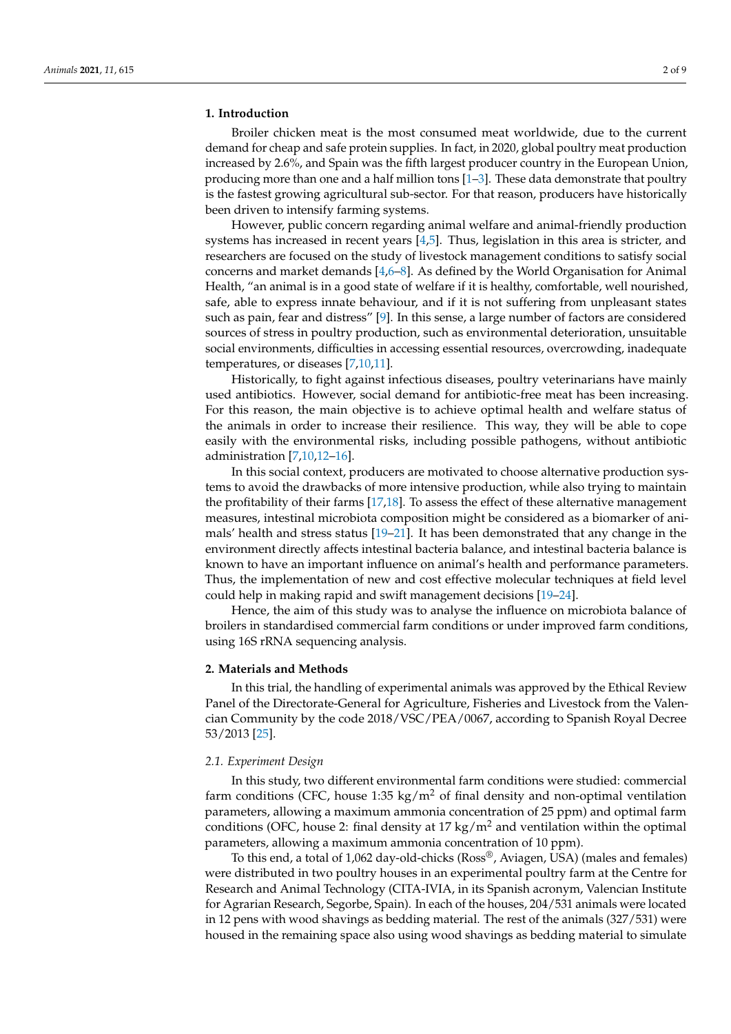## 1. Introduction

Broiler chicken meat is the most consumed meat worldwide, due to the current demand for cheap and safe protein supplies. In fact, in 2020, global poultry meat production increased by 2.6%, and Spain was the fifth largest producer country in the European Union, producing more than one and a half million tons [1–3]. These data demonstrate that poultry is the fastest growing agricultural sub-sector. For that reason, producers have historically been driven to intensify farming systems.

However, public concern regarding animal welfare and animal-friendly production systems has increased in recent years [4,5]. Thus, legislation in this area is stricter, and researchers are focused on the study of livestock management conditions to satisfy social concerns and market demands [4,6–8]. As defined by the World Organisation for Animal Health, "an animal is in a good state of welfare if it is healthy, comfortable, well nourished, safe, able to express innate behaviour, and if it is not suffering from unpleasant states such as pain, fear and distress" [9]. In this sense, a large number of factors are considered sources of stress in poultry production, such as environmental deterioration, unsuitable social environments, difficulties in accessing essential resources, overcrowding, inadequate temperatures, or diseases [7,10,11].

Historically, to fight against infectious diseases, poultry veterinarians have mainly used antibiotics. However, social demand for antibiotic-free meat has been increasing. For this reason, the main objective is to achieve optimal health and welfare status of the animals in order to increase their resilience. This way, they will be able to cope easily with the environmental risks, including possible pathogens, without antibiotic administration [7,10,12–16].

In this social context, producers are motivated to choose alternative production systems to avoid the drawbacks of more intensive production, while also trying to maintain the profitability of their farms [17,18]. To assess the effect of these alternative management measures, intestinal microbiota composition might be considered as a biomarker of animals' health and stress status [19–21]. It has been demonstrated that any change in the environment directly affects intestinal bacteria balance, and intestinal bacteria balance is known to have an important influence on animal's health and performance parameters. Thus, the implementation of new and cost effective molecular techniques at field level could help in making rapid and swift management decisions [19–24].

Hence, the aim of this study was to analyse the influence on microbiota balance of broilers in standardised commercial farm conditions or under improved farm conditions, using 16S rRNA sequencing analysis.

## 2. Materials and Methods

In this trial, the handling of experimental animals was approved by the Ethical Review Panel of the Directorate-General for Agriculture, Fisheries and Livestock from the Valencian Community by the code 2018/VSC/PEA/0067, according to Spanish Royal Decree 53/2013 [25].

### *2.1. Experiment Design*

In this study, two different environmental farm conditions were studied: commercial farm conditions (CFC, house 1:35 kg/$m^2$ of final density and non-optimal ventilation parameters, allowing a maximum ammonia concentration of 25 ppm) and optimal farm conditions (OFC, house 2: final density at 17 kg/$m^2$ and ventilation within the optimal parameters, allowing a maximum ammonia concentration of 10 ppm).

To this end, a total of 1,062 day-old-chicks (Ross®, Aviagen, USA) (males and females) were distributed in two poultry houses in an experimental poultry farm at the Centre for Research and Animal Technology (CITA-IVIA, in its Spanish acronym, Valencian Institute for Agrarian Research, Segorbe, Spain). In each of the houses, 204/531 animals were located in 12 pens with wood shavings as bedding material. The rest of the animals (327/531) were housed in the remaining space also using wood shavings as bedding material to simulate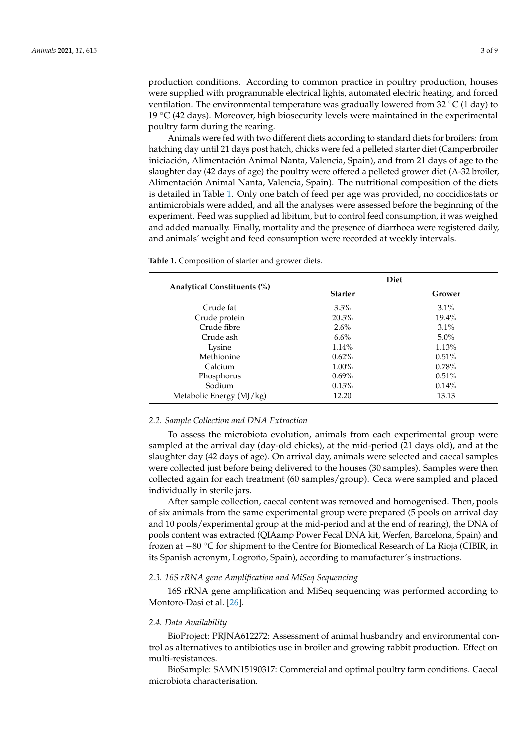production conditions. According to common practice in poultry production, houses were supplied with programmable electrical lights, automated electric heating, and forced ventilation. The environmental temperature was gradually lowered from 32 °C (1 day) to 19 °C (42 days). Moreover, high biosecurity levels were maintained in the experimental poultry farm during the rearing.

Animals were fed with two different diets according to standard diets for broilers: from hatching day until 21 days post hatch, chicks were fed a pelleted starter diet (Camperbroiler iniciación, Alimentación Animal Nanta, Valencia, Spain), and from 21 days of age to the slaughter day (42 days of age) the poultry were offered a pelleted grower diet (A-32 broiler, Alimentación Animal Nanta, Valencia, Spain). The nutritional composition of the diets is detailed in Table 1. Only one batch of feed per age was provided, no coccidiostats or antimicrobials were added, and all the analyses were assessed before the beginning of the experiment. Feed was supplied ad libitum, but to control feed consumption, it was weighed and added manually. Finally, mortality and the presence of diarrhoea were registered daily, and animals' weight and feed consumption were recorded at weekly intervals.

**Table 1.** Composition of starter and grower diets.

| **Analytical Constituents (%)** | **Diet** | |
|---|---|---|
| | **Starter** | **Grower** |
| Crude fat | 3.5% | 3.1% |
| Crude protein | 20.5% | 19.4% |
| Crude fibre | 2.6% | 3.1% |
| Crude ash | 6.6% | 5.0% |
| Lysine | 1.14% | 1.13% |
| Methionine | 0.62% | 0.51% |
| Calcium | 1.00% | 0.78% |
| Phosphorus | 0.69% | 0.51% |
| Sodium | 0.15% | 0.14% |
| Metabolic Energy (MJ/kg) | 12.20 | 13.13 |

### *2.2. Sample Collection and DNA Extraction*

To assess the microbiota evolution, animals from each experimental group were sampled at the arrival day (day-old chicks), at the mid-period (21 days old), and at the slaughter day (42 days of age). On arrival day, animals were selected and caecal samples were collected just before being delivered to the houses (30 samples). Samples were then collected again for each treatment (60 samples/group). Ceca were sampled and placed individually in sterile jars.

After sample collection, caecal content was removed and homogenised. Then, pools of six animals from the same experimental group were prepared (5 pools on arrival day and 10 pools/experimental group at the mid-period and at the end of rearing), the DNA of pools content was extracted (QIAamp Power Fecal DNA kit, Werfen, Barcelona, Spain) and frozen at −80 °C for shipment to the Centre for Biomedical Research of La Rioja (CIBIR, in its Spanish acronym, Logroño, Spain), according to manufacturer's instructions.

### *2.3. 16S rRNA gene Amplification and MiSeq Sequencing*

16S rRNA gene amplification and MiSeq sequencing was performed according to Montoro-Dasi et al. [26].

### *2.4. Data Availability*

BioProject: PRJNA612272: Assessment of animal husbandry and environmental control as alternatives to antibiotics use in broiler and growing rabbit production. Effect on multi-resistances.

BioSample: SAMN15190317: Commercial and optimal poultry farm conditions. Caecal microbiota characterisation.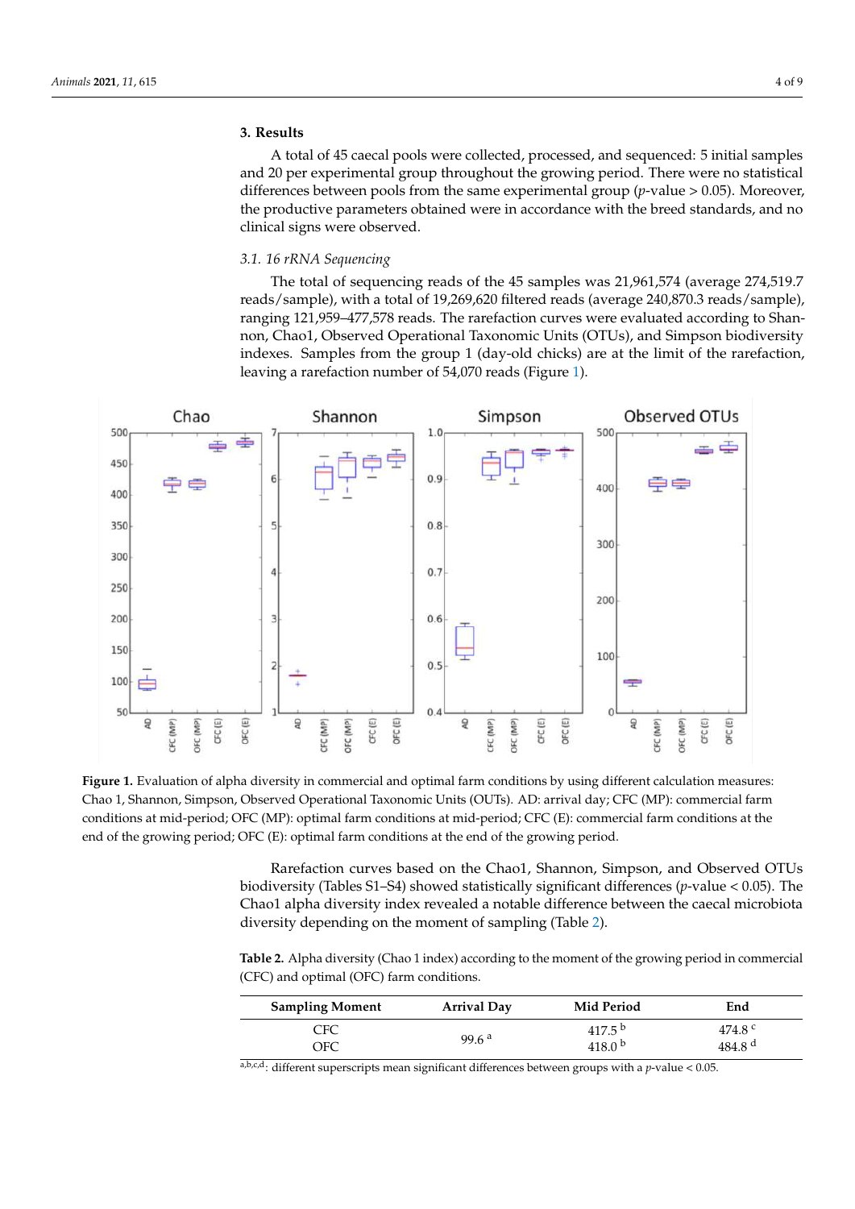## 3. Results

A total of 45 caecal pools were collected, processed, and sequenced: 5 initial samples and 20 per experimental group throughout the growing period. There were no statistical differences between pools from the same experimental group ($p$-value > 0.05). Moreover, the productive parameters obtained were in accordance with the breed standards, and no clinical signs were observed.

### 3.1. 16 rRNA Sequencing

The total of sequencing reads of the 45 samples was 21,961,574 (average 274,519.7 reads/sample), with a total of 19,269,620 filtered reads (average 240,870.3 reads/sample), ranging 121,959–477,578 reads. The rarefaction curves were evaluated according to Shannon, Chao1, Observed Operational Taxonomic Units (OTUs), and Simpson biodiversity indexes. Samples from the group 1 (day-old chicks) are at the limit of the rarefaction, leaving a rarefaction number of 54,070 reads (Figure 1).

**Figure 1.** Evaluation of alpha diversity in commercial and optimal farm conditions by using different calculation measures: Chao 1, Shannon, Simpson, Observed Operational Taxonomic Units (OUTs). AD: arrival day; CFC (MP): commercial farm conditions at mid-period; OFC (MP): optimal farm conditions at mid-period; CFC (E): commercial farm conditions at the end of the growing period; OFC (E): optimal farm conditions at the end of the growing period.

Rarefaction curves based on the Chao1, Shannon, Simpson, and Observed OTUs biodiversity (Tables S1–S4) showed statistically significant differences ($p$-value < 0.05). The Chao1 alpha diversity index revealed a notable difference between the caecal microbiota diversity depending on the moment of sampling (Table 2).

**Table 2.** Alpha diversity (Chao 1 index) according to the moment of the growing period in commercial (CFC) and optimal (OFC) farm conditions.

| Sampling Moment | Arrival Day | Mid Period | End |
|---|---|---|---|
| CFC | $99.6^{a}$ | $417.5^{b}$ | $474.8^{c}$ |
| OFC | | $418.0^{b}$ | $484.8^{d}$ |

a,b,c,d: different superscripts mean significant differences between groups with a $p$-value < 0.05.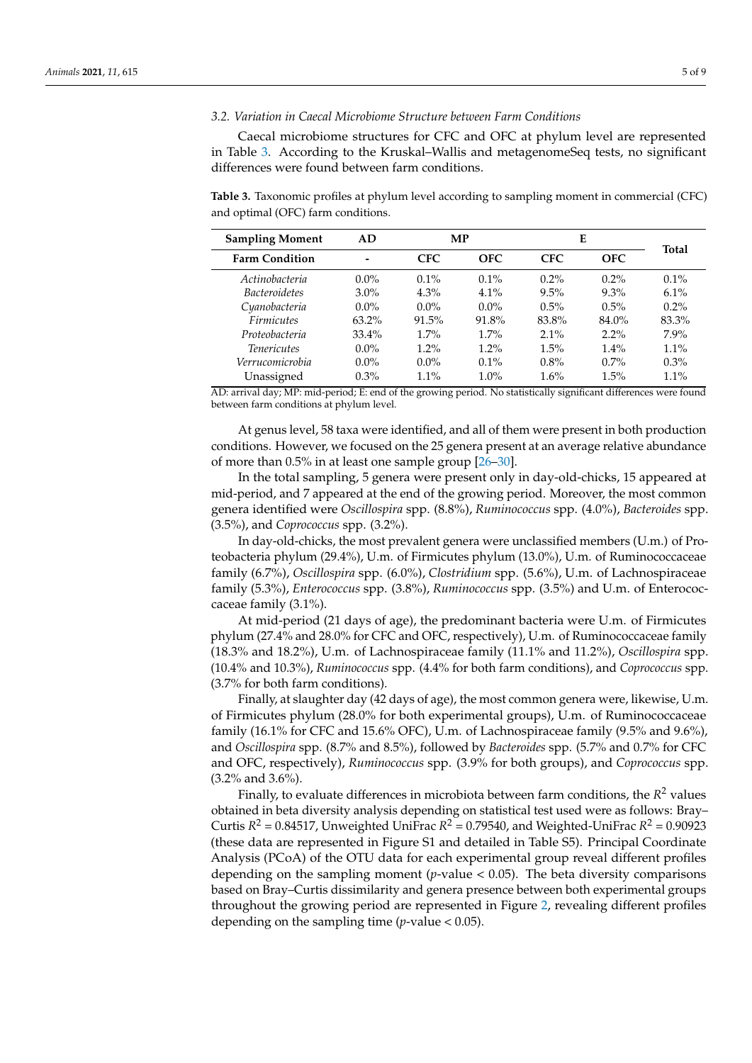### 3.2. Variation in Caecal Microbiome Structure between Farm Conditions

Caecal microbiome structures for CFC and OFC at phylum level are represented in Table 3. According to the Kruskal–Wallis and metagenomeSeq tests, no significant differences were found between farm conditions.

**Table 3.** Taxonomic profiles at phylum level according to sampling moment in commercial (CFC) and optimal (OFC) farm conditions.

| Sampling Moment | AD | MP | | E | | Total |
|---|---|---|---|---|---|---|
| **Farm Condition** | - | **CFC** | **OFC** | **CFC** | **OFC** | |
| *Actinobacteria* | 0.0% | 0.1% | 0.1% | 0.2% | 0.2% | 0.1% |
| *Bacteroidetes* | 3.0% | 4.3% | 4.1% | 9.5% | 9.3% | 6.1% |
| *Cyanobacteria* | 0.0% | 0.0% | 0.0% | 0.5% | 0.5% | 0.2% |
| *Firmicutes* | 63.2% | 91.5% | 91.8% | 83.8% | 84.0% | 83.3% |
| *Proteobacteria* | 33.4% | 1.7% | 1.7% | 2.1% | 2.2% | 7.9% |
| *Tenericutes* | 0.0% | 1.2% | 1.2% | 1.5% | 1.4% | 1.1% |
| *Verrucomicrobia* | 0.0% | 0.0% | 0.1% | 0.8% | 0.7% | 0.3% |
| Unassigned | 0.3% | 1.1% | 1.0% | 1.6% | 1.5% | 1.1% |

AD: arrival day; MP: mid-period; E: end of the growing period. No statistically significant differences were found between farm conditions at phylum level.

At genus level, 58 taxa were identified, and all of them were present in both production conditions. However, we focused on the 25 genera present at an average relative abundance of more than 0.5% in at least one sample group [26–30].

In the total sampling, 5 genera were present only in day-old-chicks, 15 appeared at mid-period, and 7 appeared at the end of the growing period. Moreover, the most common genera identified were *Oscillospira* spp. (8.8%), *Ruminococcus* spp. (4.0%), *Bacteroides* spp. (3.5%), and *Coprococcus* spp. (3.2%).

In day-old-chicks, the most prevalent genera were unclassified members (U.m.) of Proteobacteria phylum (29.4%), U.m. of Firmicutes phylum (13.0%), U.m. of Ruminococcaceae family (6.7%), *Oscillospira* spp. (6.0%), *Clostridium* spp. (5.6%), U.m. of Lachnospiraceae family (5.3%), *Enterococcus* spp. (3.8%), *Ruminococcus* spp. (3.5%) and U.m. of Enterococcaceae family (3.1%).

At mid-period (21 days of age), the predominant bacteria were U.m. of Firmicutes phylum (27.4% and 28.0% for CFC and OFC, respectively), U.m. of Ruminococcaceae family (18.3% and 18.2%), U.m. of Lachnospiraceae family (11.1% and 11.2%), *Oscillospira* spp. (10.4% and 10.3%), *Ruminococcus* spp. (4.4% for both farm conditions), and *Coprococcus* spp. (3.7% for both farm conditions).

Finally, at slaughter day (42 days of age), the most common genera were, likewise, U.m. of Firmicutes phylum (28.0% for both experimental groups), U.m. of Ruminococcaceae family (16.1% for CFC and 15.6% OFC), U.m. of Lachnospiraceae family (9.5% and 9.6%), and *Oscillospira* spp. (8.7% and 8.5%), followed by *Bacteroides* spp. (5.7% and 0.7% for CFC and OFC, respectively), *Ruminococcus* spp. (3.9% for both groups), and *Coprococcus* spp. (3.2% and 3.6%).

Finally, to evaluate differences in microbiota between farm conditions, the $R^2$ values obtained in beta diversity analysis depending on statistical test used were as follows: Bray–Curtis $R^2$ = 0.84517, Unweighted UniFrac $R^2$ = 0.79540, and Weighted-UniFrac $R^2$ = 0.90923 (these data are represented in Figure S1 and detailed in Table S5). Principal Coordinate Analysis (PCoA) of the OTU data for each experimental group reveal different profiles depending on the sampling moment ($p$-value < 0.05). The beta diversity comparisons based on Bray–Curtis dissimilarity and genera presence between both experimental groups throughout the growing period are represented in Figure 2, revealing different profiles depending on the sampling time ($p$-value < 0.05).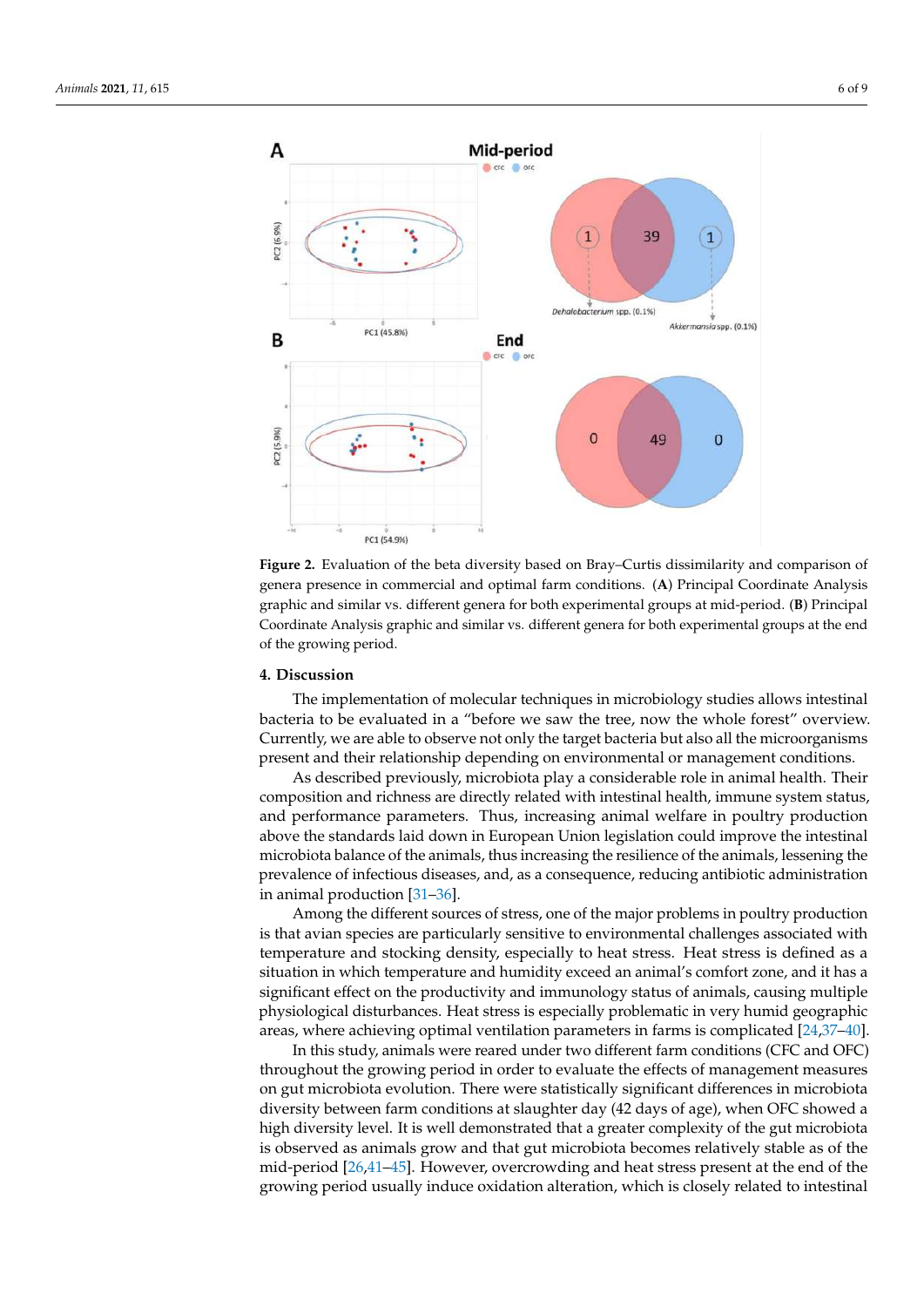**Figure 2.** Evaluation of the beta diversity based on Bray–Curtis dissimilarity and comparison of genera presence in commercial and optimal farm conditions. (**A**) Principal Coordinate Analysis graphic and similar vs. different genera for both experimental groups at mid-period. (**B**) Principal Coordinate Analysis graphic and similar vs. different genera for both experimental groups at the end of the growing period.

## 4. Discussion

The implementation of molecular techniques in microbiology studies allows intestinal bacteria to be evaluated in a "before we saw the tree, now the whole forest" overview. Currently, we are able to observe not only the target bacteria but also all the microorganisms present and their relationship depending on environmental or management conditions.

As described previously, microbiota play a considerable role in animal health. Their composition and richness are directly related with intestinal health, immune system status, and performance parameters. Thus, increasing animal welfare in poultry production above the standards laid down in European Union legislation could improve the intestinal microbiota balance of the animals, thus increasing the resilience of the animals, lessening the prevalence of infectious diseases, and, as a consequence, reducing antibiotic administration in animal production [31–36].

Among the different sources of stress, one of the major problems in poultry production is that avian species are particularly sensitive to environmental challenges associated with temperature and stocking density, especially to heat stress. Heat stress is defined as a situation in which temperature and humidity exceed an animal's comfort zone, and it has a significant effect on the productivity and immunology status of animals, causing multiple physiological disturbances. Heat stress is especially problematic in very humid geographic areas, where achieving optimal ventilation parameters in farms is complicated [24,37–40].

In this study, animals were reared under two different farm conditions (CFC and OFC) throughout the growing period in order to evaluate the effects of management measures on gut microbiota evolution. There were statistically significant differences in microbiota diversity between farm conditions at slaughter day (42 days of age), when OFC showed a high diversity level. It is well demonstrated that a greater complexity of the gut microbiota is observed as animals grow and that gut microbiota becomes relatively stable as of the mid-period [26,41–45]. However, overcrowding and heat stress present at the end of the growing period usually induce oxidation alteration, which is closely related to intestinal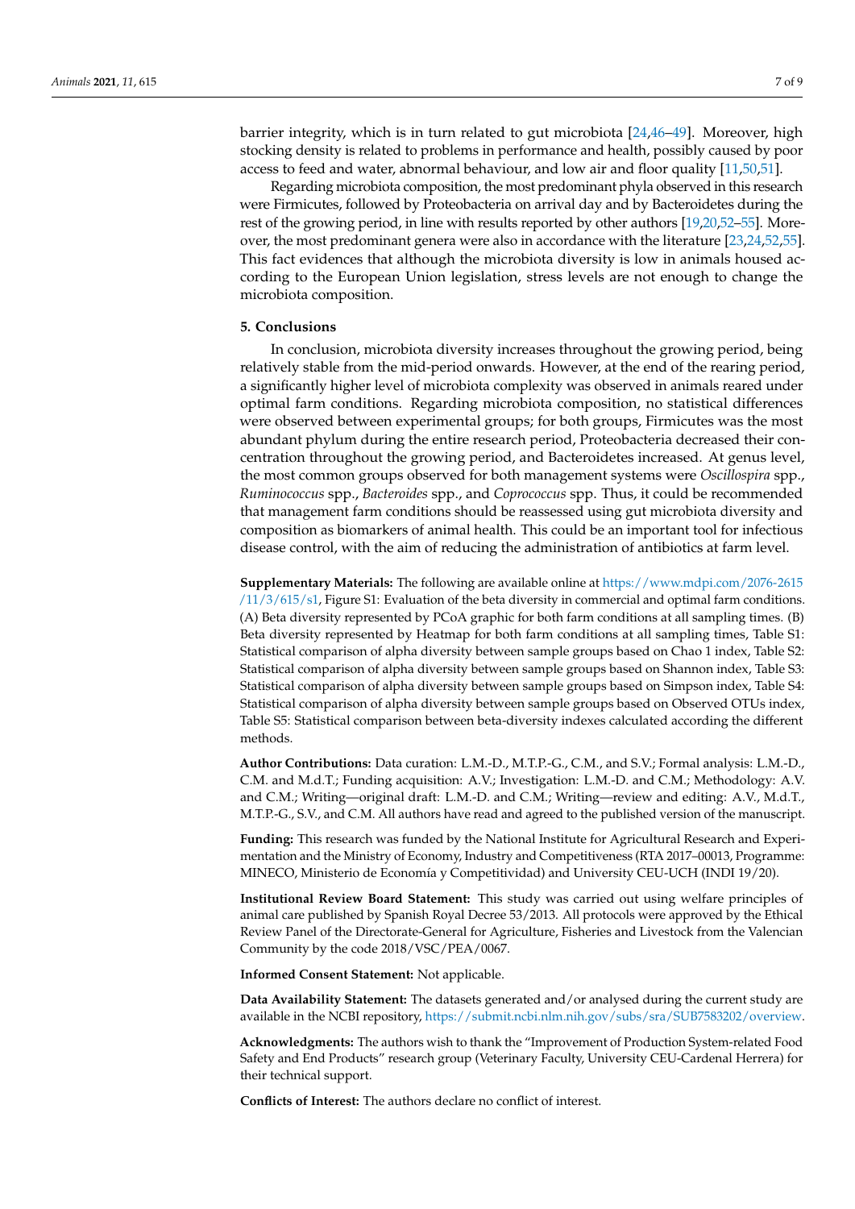barrier integrity, which is in turn related to gut microbiota [24,46–49]. Moreover, high stocking density is related to problems in performance and health, possibly caused by poor access to feed and water, abnormal behaviour, and low air and floor quality [11,50,51].

Regarding microbiota composition, the most predominant phyla observed in this research were Firmicutes, followed by Proteobacteria on arrival day and by Bacteroidetes during the rest of the growing period, in line with results reported by other authors [19,20,52–55]. Moreover, the most predominant genera were also in accordance with the literature [23,24,52,55]. This fact evidences that although the microbiota diversity is low in animals housed according to the European Union legislation, stress levels are not enough to change the microbiota composition.

## 5. Conclusions

In conclusion, microbiota diversity increases throughout the growing period, being relatively stable from the mid-period onwards. However, at the end of the rearing period, a significantly higher level of microbiota complexity was observed in animals reared under optimal farm conditions. Regarding microbiota composition, no statistical differences were observed between experimental groups; for both groups, Firmicutes was the most abundant phylum during the entire research period, Proteobacteria decreased their concentration throughout the growing period, and Bacteroidetes increased. At genus level, the most common groups observed for both management systems were *Oscillospira* spp., *Ruminococcus* spp., *Bacteroides* spp., and *Coprococcus* spp. Thus, it could be recommended that management farm conditions should be reassessed using gut microbiota diversity and composition as biomarkers of animal health. This could be an important tool for infectious disease control, with the aim of reducing the administration of antibiotics at farm level.

**Supplementary Materials:** The following are available online at https://www.mdpi.com/2076-2615/11/3/615/s1, Figure S1: Evaluation of the beta diversity in commercial and optimal farm conditions. (A) Beta diversity represented by PCoA graphic for both farm conditions at all sampling times. (B) Beta diversity represented by Heatmap for both farm conditions at all sampling times, Table S1: Statistical comparison of alpha diversity between sample groups based on Chao 1 index, Table S2: Statistical comparison of alpha diversity between sample groups based on Shannon index, Table S3: Statistical comparison of alpha diversity between sample groups based on Simpson index, Table S4: Statistical comparison of alpha diversity between sample groups based on Observed OTUs index, Table S5: Statistical comparison between beta-diversity indexes calculated according the different methods.

**Author Contributions:** Data curation: L.M.-D., M.T.P.-G., C.M., and S.V.; Formal analysis: L.M.-D., C.M. and M.d.T.; Funding acquisition: A.V.; Investigation: L.M.-D. and C.M.; Methodology: A.V. and C.M.; Writing—original draft: L.M.-D. and C.M.; Writing—review and editing: A.V., M.d.T., M.T.P.-G., S.V., and C.M. All authors have read and agreed to the published version of the manuscript.

**Funding:** This research was funded by the National Institute for Agricultural Research and Experimentation and the Ministry of Economy, Industry and Competitiveness (RTA 2017–00013, Programme: MINECO, Ministerio de Economía y Competitividad) and University CEU-UCH (INDI 19/20).

**Institutional Review Board Statement:** This study was carried out using welfare principles of animal care published by Spanish Royal Decree 53/2013. All protocols were approved by the Ethical Review Panel of the Directorate-General for Agriculture, Fisheries and Livestock from the Valencian Community by the code 2018/VSC/PEA/0067.

**Informed Consent Statement:** Not applicable.

**Data Availability Statement:** The datasets generated and/or analysed during the current study are available in the NCBI repository, https://submit.ncbi.nlm.nih.gov/subs/sra/SUB7583202/overview.

**Acknowledgments:** The authors wish to thank the "Improvement of Production System-related Food Safety and End Products" research group (Veterinary Faculty, University CEU-Cardenal Herrera) for their technical support.

**Conflicts of Interest:** The authors declare no conflict of interest.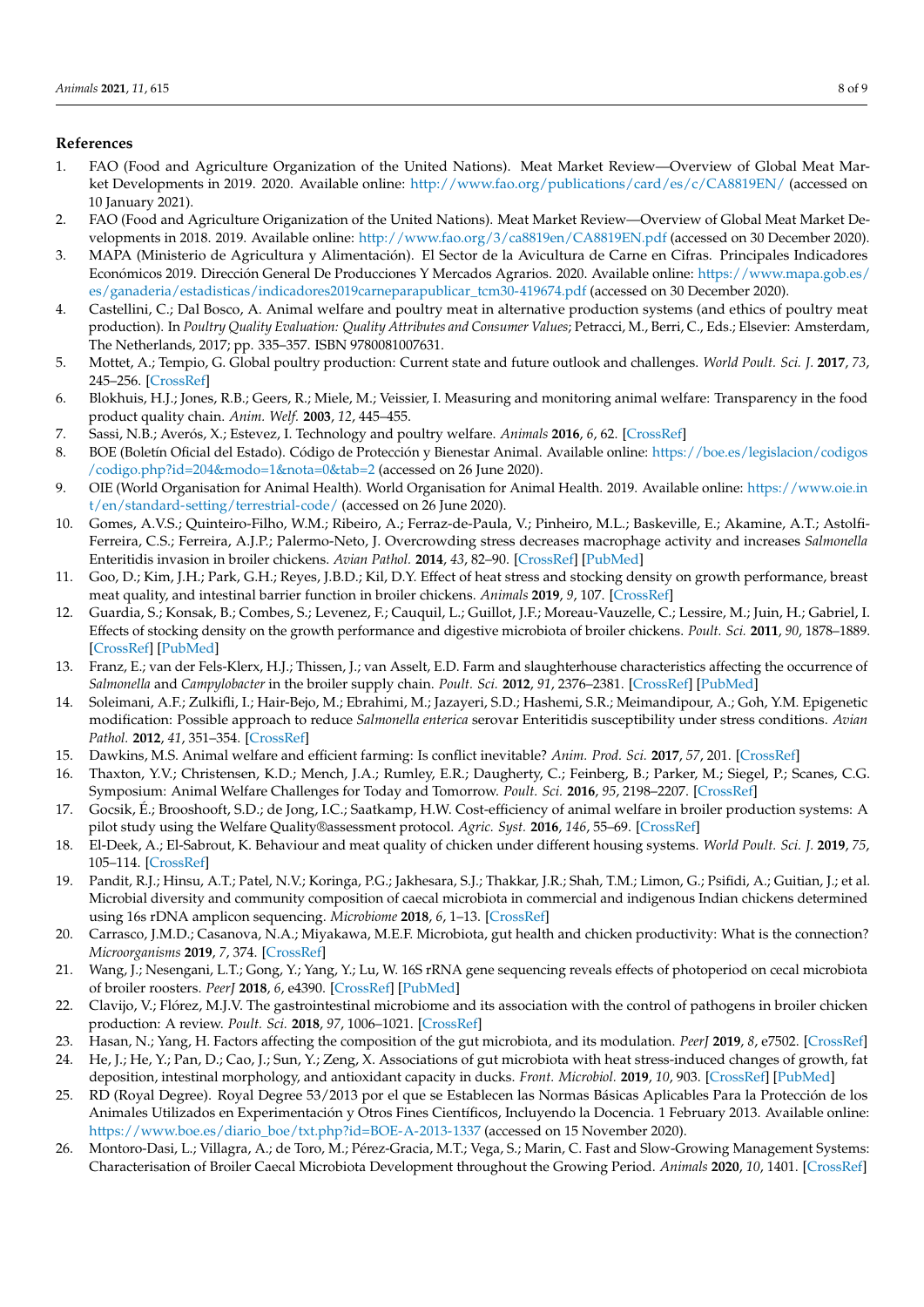## References

1. FAO (Food and Agriculture Origanization of the United Nations). Meat Market Review—Overview of Global Meat Market Developments in 2019. 2020. Available online: http://www.fao.org/publications/card/es/c/CA8819EN/ (accessed on 10 January 2021).
2. FAO (Food and Agriculture Origanization of the United Nations). Meat Market Review—Overview of Global Meat Market Developments in 2018. 2019. Available online: http://www.fao.org/3/ca8819en/CA8819EN.pdf (accessed on 30 December 2020).
3. MAPA (Ministerio de Agricultura y Alimentación). El Sector de la Avicultura de Carne en Cifras. Principales Indicadores Económicos 2019. Dirección General De Producciones Y Mercados Agrarios. 2020. Available online: https://www.mapa.gob.es/es/ganaderia/estadisticas/indicadores2019carneparapublicar_tcm30-419674.pdf (accessed on 30 December 2020).
4. Castellini, C.; Dal Bosco, A. Animal welfare and poultry meat in alternative production systems (and ethics of poultry meat production). In *Poultry Quality Evaluation: Quality Attributes and Consumer Values*; Petracci, M., Berri, C., Eds.; Elsevier: Amsterdam, The Netherlands, 2017; pp. 335–357. ISBN 9780081007631.
5. Mottet, A.; Tempio, G. Global poultry production: Current state and future outlook and challenges. *World Poult. Sci. J.* **2017**, *73*, 245–256. [CrossRef]
6. Blokhuis, H.J.; Jones, R.B.; Geers, R.; Miele, M.; Veissier, I. Measuring and monitoring animal welfare: Transparency in the food product quality chain. *Anim. Welf.* **2003**, *12*, 445–455.
7. Sassi, N.B.; Averós, X.; Estevez, I. Technology and poultry welfare. *Animals* **2016**, *6*, 62. [CrossRef]
8. BOE (Boletín Oficial del Estado). Código de Protección y Bienestar Animal. Available online: https://boe.es/legislacion/codigos/codigo.php?id=204&modo=1&nota=0&tab=2 (accessed on 26 June 2020).
9. OIE (World Organisation for Animal Health). World Organisation for Animal Health. 2019. Available online: https://www.oie.int/en/standard-setting/terrestrial-code/ (accessed on 26 June 2020).
10. Gomes, A.V.S.; Quinteiro-Filho, W.M.; Ribeiro, A.; Ferraz-de-Paula, V.; Pinheiro, M.L.; Baskeville, E.; Akamine, A.T.; Astolfi-Ferreira, C.S.; Ferreira, A.J.P.; Palermo-Neto, J. Overcrowding stress decreases macrophage activity and increases *Salmonella* Enteritidis invasion in broiler chickens. *Avian Pathol.* **2014**, *43*, 82–90. [CrossRef] [PubMed]
11. Goo, D.; Kim, J.H.; Park, G.H.; Reyes, J.B.D.; Kil, D.Y. Effect of heat stress and stocking density on growth performance, breast meat quality, and intestinal barrier function in broiler chickens. *Animals* **2019**, *9*, 107. [CrossRef]
12. Guardia, S.; Konsak, B.; Combes, S.; Levenez, F.; Cauquil, L.; Guillot, J.F.; Moreau-Vauzelle, C.; Lessire, M.; Juin, H.; Gabriel, I. Effects of stocking density on the growth performance and digestive microbiota of broiler chickens. *Poult. Sci.* **2011**, *90*, 1878–1889. [CrossRef] [PubMed]
13. Franz, E.; van der Fels-Klerx, H.J.; Thissen, J.; van Asselt, E.D. Farm and slaughterhouse characteristics affecting the occurrence of *Salmonella* and *Campylobacter* in the broiler supply chain. *Poult. Sci.* **2012**, *91*, 2376–2381. [CrossRef] [PubMed]
14. Soleimani, A.F.; Zulkifli, I.; Hair-Bejo, M.; Ebrahimi, M.; Jazayeri, S.D.; Hashemi, S.R.; Meimandipour, A.; Goh, Y.M. Epigenetic modification: Possible approach to reduce *Salmonella enterica* serovar Enteritidis susceptibility under stress conditions. *Avian Pathol.* **2012**, *41*, 351–354. [CrossRef]
15. Dawkins, M.S. Animal welfare and efficient farming: Is conflict inevitable? *Anim. Prod. Sci.* **2017**, *57*, 201. [CrossRef]
16. Thaxton, Y.V.; Christensen, K.D.; Mench, J.A.; Rumley, E.R.; Daugherty, C.; Feinberg, B.; Parker, M.; Siegel, P.; Scanes, C.G. Symposium: Animal Welfare Challenges for Today and Tomorrow. *Poult. Sci.* **2016**, *95*, 2198–2207. [CrossRef]
17. Gocsik, É.; Brooshooft, S.D.; de Jong, I.C.; Saatkamp, H.W. Cost-efficiency of animal welfare in broiler production systems: A pilot study using the Welfare Quality®assessment protocol. *Agric. Syst.* **2016**, *146*, 55–69. [CrossRef]
18. El-Deek, A.; El-Sabrout, K. Behaviour and meat quality of chicken under different housing systems. *World Poult. Sci. J.* **2019**, *75*, 105–114. [CrossRef]
19. Pandit, R.J.; Hinsu, A.T.; Patel, N.V.; Koringa, P.G.; Jakhesara, S.J.; Thakkar, J.R.; Shah, T.M.; Limon, G.; Psifidi, A.; Guitian, J.; et al. Microbial diversity and community composition of caecal microbiota in commercial and indigenous Indian chickens determined using 16s rDNA amplicon sequencing. *Microbiome* **2018**, *6*, 1–13. [CrossRef]
20. Carrasco, J.M.D.; Casanova, N.A.; Miyakawa, M.E.F. Microbiota, gut health and chicken productivity: What is the connection? *Microorganisms* **2019**, *7*, 374. [CrossRef]
21. Wang, J.; Nesengani, L.T.; Gong, Y.; Yang, Y.; Lu, W. 16S rRNA gene sequencing reveals effects of photoperiod on cecal microbiota of broiler roosters. *PeerJ* **2018**, *6*, e4390. [CrossRef] [PubMed]
22. Clavijo, V.; Flórez, M.J.V. The gastrointestinal microbiome and its association with the control of pathogens in broiler chicken production: A review. *Poult. Sci.* **2018**, *97*, 1006–1021. [CrossRef]
23. Hasan, N.; Yang, H. Factors affecting the composition of the gut microbiota, and its modulation. *PeerJ* **2019**, *8*, e7502. [CrossRef]
24. He, J.; He, Y.; Pan, D.; Cao, J.; Sun, Y.; Zeng, X. Associations of gut microbiota with heat stress-induced changes of growth, fat deposition, intestinal morphology, and antioxidant capacity in ducks. *Front. Microbiol.* **2019**, *10*, 903. [CrossRef] [PubMed]
25. RD (Royal Degree). Royal Degree 53/2013 por el que se Establecen las Normas Básicas Aplicables Para la Protección de los Animales Utilizados en Experimentación y Otros Fines Científicos, Incluyendo la Docencia. 1 February 2013. Available online: https://www.boe.es/diario_boe/txt.php?id=BOE-A-2013-1337 (accessed on 15 November 2020).
26. Montoro-Dasi, L.; Villagra, A.; de Toro, M.; Pérez-Gracia, M.T.; Vega, S.; Marin, C. Fast and Slow-Growing Management Systems: Characterisation of Broiler Caecal Microbiota Development throughout the Growing Period. *Animals* **2020**, *10*, 1401. [CrossRef]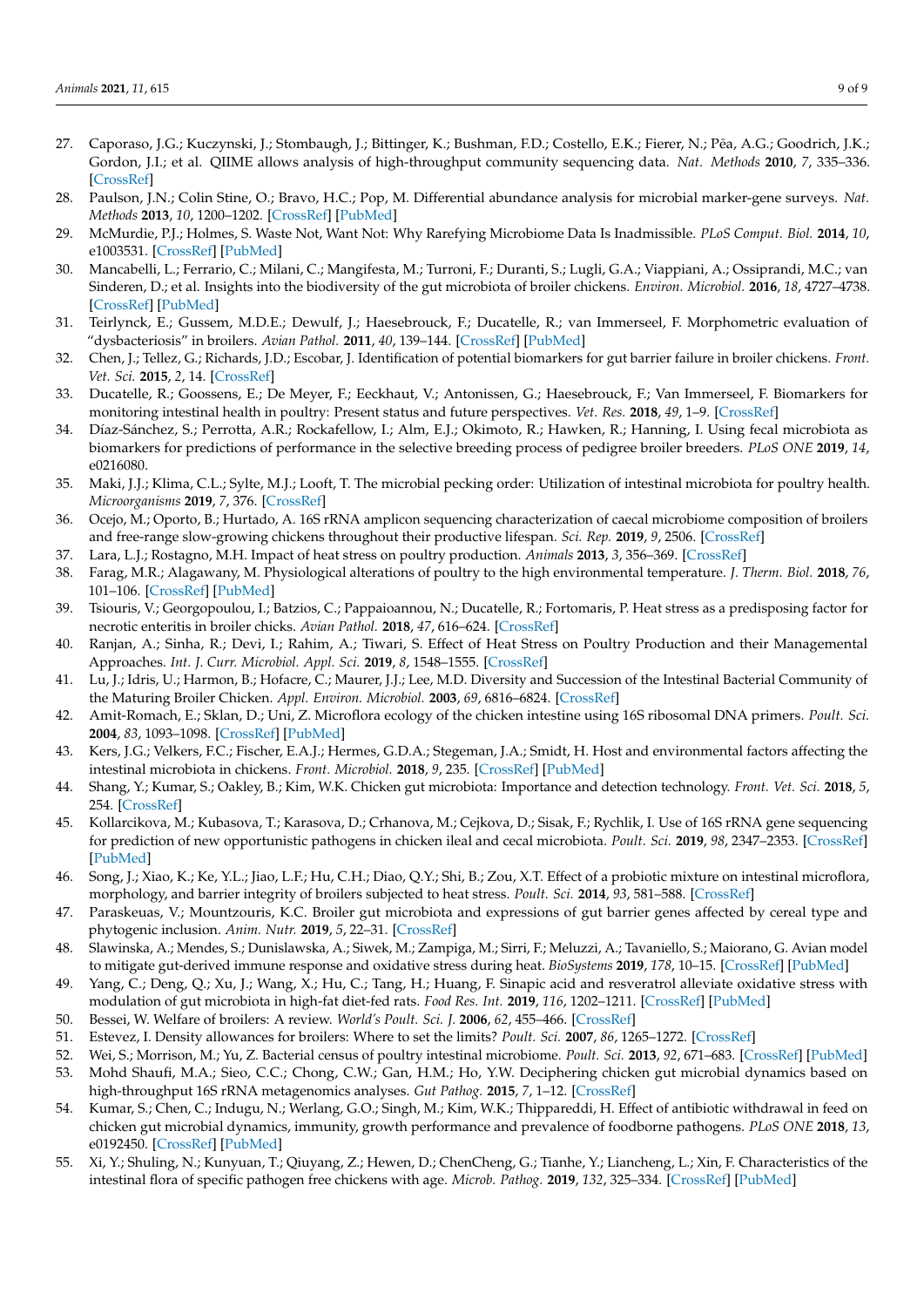27. Caporaso, J.G.; Kuczynski, J.; Stombaugh, J.; Bittinger, K.; Bushman, F.D.; Costello, E.K.; Fierer, N.; Pẽa, A.G.; Goodrich, J.K.; Gordon, J.I.; et al. QIIME allows analysis of high-throughput community sequencing data. *Nat. Methods* **2010**, *7*, 335–336. [CrossRef]
28. Paulson, J.N.; Colin Stine, O.; Bravo, H.C.; Pop, M. Differential abundance analysis for microbial marker-gene surveys. *Nat. Methods* **2013**, *10*, 1200–1202. [CrossRef] [PubMed]
29. McMurdie, P.J.; Holmes, S. Waste Not, Want Not: Why Rarefying Microbiome Data Is Inadmissible. *PLoS Comput. Biol.* **2014**, *10*, e1003531. [CrossRef] [PubMed]
30. Mancabelli, L.; Ferrario, C.; Milani, C.; Mangifesta, M.; Turroni, F.; Duranti, S.; Lugli, G.A.; Viappiani, A.; Ossiprandi, M.C.; van Sinderen, D.; et al. Insights into the biodiversity of the gut microbiota of broiler chickens. *Environ. Microbiol.* **2016**, *18*, 4727–4738. [CrossRef] [PubMed]
31. Teirlynck, E.; Gussem, M.D.E.; Dewulf, J.; Haesebrouck, F.; Ducatelle, R.; van Immerseel, F. Morphometric evaluation of "dysbacteriosis" in broilers. *Avian Pathol.* **2011**, *40*, 139–144. [CrossRef] [PubMed]
32. Chen, J.; Tellez, G.; Richards, J.D.; Escobar, J. Identification of potential biomarkers for gut barrier failure in broiler chickens. *Front. Vet. Sci.* **2015**, *2*, 14. [CrossRef]
33. Ducatelle, R.; Goossens, E.; De Meyer, F.; Eeckhaut, V.; Antonissen, G.; Haesebrouck, F.; Van Immerseel, F. Biomarkers for monitoring intestinal health in poultry: Present status and future perspectives. *Vet. Res.* **2018**, *49*, 1–9. [CrossRef]
34. Díaz-Sánchez, S.; Perrotta, A.R.; Rockafellow, I.; Alm, E.J.; Okimoto, R.; Hawken, R.; Hanning, I. Using fecal microbiota as biomarkers for predictions of performance in the selective breeding process of pedigree broiler breeders. *PLoS ONE* **2019**, *14*, e0216080.
35. Maki, J.J.; Klima, C.L.; Sylte, M.J.; Looft, T. The microbial pecking order: Utilization of intestinal microbiota for poultry health. *Microorganisms* **2019**, *7*, 376. [CrossRef]
36. Ocejo, M.; Oporto, B.; Hurtado, A. 16S rRNA amplicon sequencing characterization of caecal microbiome composition of broilers and free-range slow-growing chickens throughout their productive lifespan. *Sci. Rep.* **2019**, *9*, 2506. [CrossRef]
37. Lara, L.J.; Rostagno, M.H. Impact of heat stress on poultry production. *Animals* **2013**, *3*, 356–369. [CrossRef]
38. Farag, M.R.; Alagawany, M. Physiological alterations of poultry to the high environmental temperature. *J. Therm. Biol.* **2018**, *76*, 101–106. [CrossRef] [PubMed]
39. Tsiouris, V.; Georgopoulou, I.; Batzios, C.; Pappaioannou, N.; Ducatelle, R.; Fortomaris, P. Heat stress as a predisposing factor for necrotic enteritis in broiler chicks. *Avian Pathol.* **2018**, *47*, 616–624. [CrossRef]
40. Ranjan, A.; Sinha, R.; Devi, I.; Rahim, A.; Tiwari, S. Effect of Heat Stress on Poultry Production and their Managemental Approaches. *Int. J. Curr. Microbiol. Appl. Sci.* **2019**, *8*, 1548–1555. [CrossRef]
41. Lu, J.; Idris, U.; Harmon, B.; Hofacre, C.; Maurer, J.J.; Lee, M.D. Diversity and Succession of the Intestinal Bacterial Community of the Maturing Broiler Chicken. *Appl. Environ. Microbiol.* **2003**, *69*, 6816–6824. [CrossRef]
42. Amit-Romach, E.; Sklan, D.; Uni, Z. Microflora ecology of the chicken intestine using 16S ribosomal DNA primers. *Poult. Sci.* **2004**, *83*, 1093–1098. [CrossRef] [PubMed]
43. Kers, J.G.; Velkers, F.C.; Fischer, E.A.J.; Hermes, G.D.A.; Stegeman, J.A.; Smidt, H. Host and environmental factors affecting the intestinal microbiota in chickens. *Front. Microbiol.* **2018**, *9*, 235. [CrossRef] [PubMed]
44. Shang, Y.; Kumar, S.; Oakley, B.; Kim, W.K. Chicken gut microbiota: Importance and detection technology. *Front. Vet. Sci.* **2018**, *5*, 254. [CrossRef]
45. Kollarcikova, M.; Kubasova, T.; Karasova, D.; Crhanova, M.; Cejkova, D.; Sisak, F.; Rychlik, I. Use of 16S rRNA gene sequencing for prediction of new opportunistic pathogens in chicken ileal and cecal microbiota. *Poult. Sci.* **2019**, *98*, 2347–2353. [CrossRef] [PubMed]
46. Song, J.; Xiao, K.; Ke, Y.L.; Jiao, L.F.; Hu, C.H.; Diao, Q.Y.; Shi, B.; Zou, X.T. Effect of a probiotic mixture on intestinal microflora, morphology, and barrier integrity of broilers subjected to heat stress. *Poult. Sci.* **2014**, *93*, 581–588. [CrossRef]
47. Paraskeuas, V.; Mountzouris, K.C. Broiler gut microbiota and expressions of gut barrier genes affected by cereal type and phytogenic inclusion. *Anim. Nutr.* **2019**, *5*, 22–31. [CrossRef]
48. Slawinska, A.; Mendes, S.; Dunislawska, A.; Siwek, M.; Zampiga, M.; Sirri, F.; Meluzzi, A.; Tavaniello, S.; Maiorano, G. Avian model to mitigate gut-derived immune response and oxidative stress during heat. *BioSystems* **2019**, *178*, 10–15. [CrossRef] [PubMed]
49. Yang, C.; Deng, Q.; Xu, J.; Wang, X.; Hu, C.; Tang, H.; Huang, F. Sinapic acid and resveratrol alleviate oxidative stress with modulation of gut microbiota in high-fat diet-fed rats. *Food Res. Int.* **2019**, *116*, 1202–1211. [CrossRef] [PubMed]
50. Bessei, W. Welfare of broilers: A review. *World's Poult. Sci. J.* **2006**, *62*, 455–466. [CrossRef]
51. Estevez, I. Density allowances for broilers: Where to set the limits? *Poult. Sci.* **2007**, *86*, 1265–1272. [CrossRef]
52. Wei, S.; Morrison, M.; Yu, Z. Bacterial census of poultry intestinal microbiome. *Poult. Sci.* **2013**, *92*, 671–683. [CrossRef] [PubMed]
53. Mohd Shaufi, M.A.; Sieo, C.C.; Chong, C.W.; Gan, H.M.; Ho, Y.W. Deciphering chicken gut microbial dynamics based on high-throughput 16S rRNA metagenomics analyses. *Gut Pathog.* **2015**, *7*, 1–12. [CrossRef]
54. Kumar, S.; Chen, C.; Indugu, N.; Werlang, G.O.; Singh, M.; Kim, W.K.; Thippareddi, H. Effect of antibiotic withdrawal in feed on chicken gut microbial dynamics, immunity, growth performance and prevalence of foodborne pathogens. *PLoS ONE* **2018**, *13*, e0192450. [CrossRef] [PubMed]
55. Xi, Y.; Shuling, N.; Kunyuan, T.; Qiuyang, Z.; Hewen, D.; ChenCheng, G.; Tianhe, Y.; Liancheng, L.; Xin, F. Characteristics of the intestinal flora of specific pathogen free chickens with age. *Microb. Pathog.* **2019**, *132*, 325–334. [CrossRef] [PubMed]